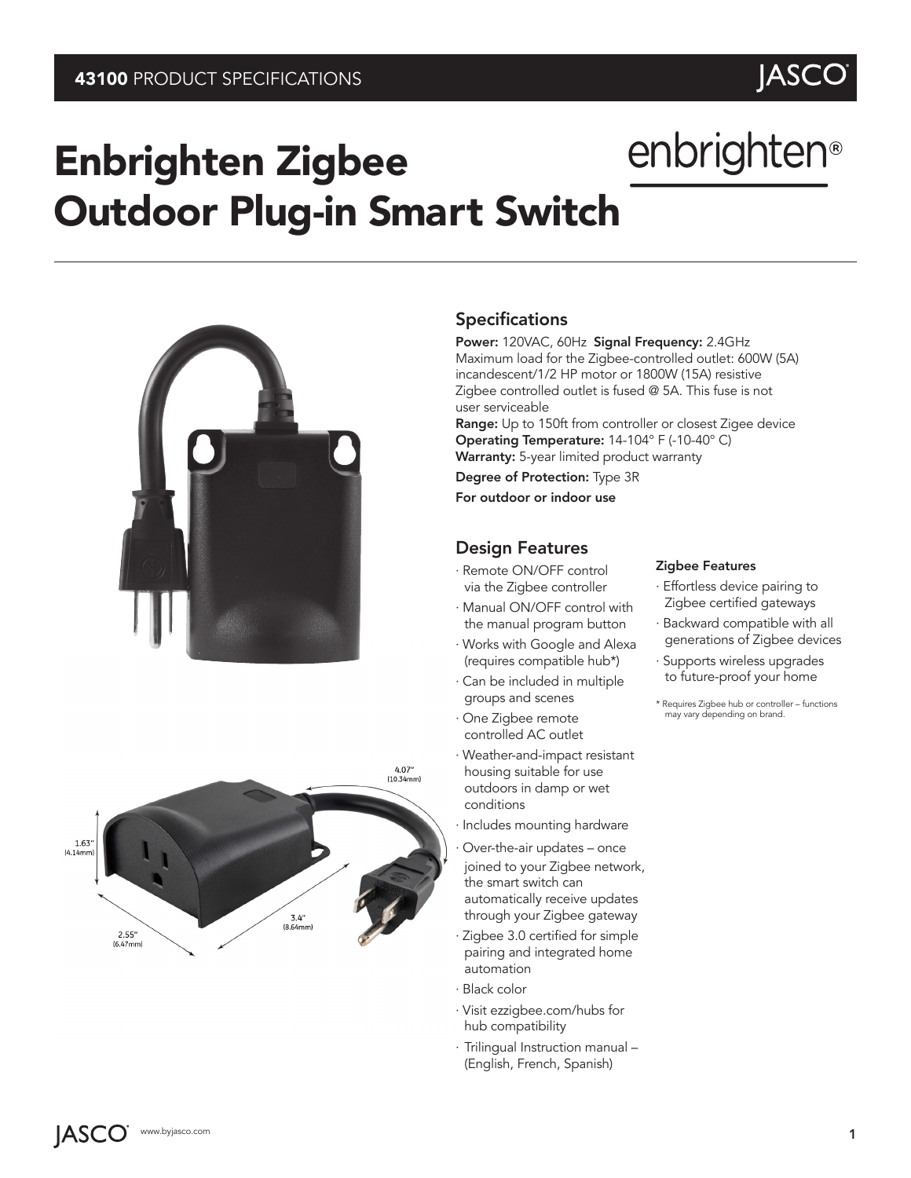**43100** PRODUCT SPECIFICATIONS

# Enbrighten Zigbee Outdoor Plug-in Smart Switch

enbrighten®

1.63" (4.14mm)

2.55" (6.47mm)

3.4" (8.64mm)

4.07" (10.34mm)

## Specifications

**Power:** 120VAC, 60Hz **Signal Frequency:** 2.4GHz
Maximum load for the Zigbee-controlled outlet: 600W (5A) incandescent/1/2 HP motor or 1800W (15A) resistive
Zigbee controlled outlet is fused @ 5A. This fuse is not user serviceable
**Range:** Up to 150ft from controller or closest Zigee device
**Operating Temperature:** 14-104° F (-10-40° C)
**Warranty:** 5-year limited product warranty
**Degree of Protection:** Type 3R
**For outdoor or indoor use**

## Design Features

- Remote ON/OFF control via the Zigbee controller
- Manual ON/OFF control with the manual program button
- Works with Google and Alexa (requires compatible hub*)
- Can be included in multiple groups and scenes
- One Zigbee remote controlled AC outlet
- Weather-and-impact resistant housing suitable for use outdoors in damp or wet conditions
- Includes mounting hardware
- Over-the-air updates – once joined to your Zigbee network, the smart switch can automatically receive updates through your Zigbee gateway
- Zigbee 3.0 certified for simple pairing and integrated home automation
- Black color
- Visit ezzigbee.com/hubs for hub compatibility
- Trilingual Instruction manual – (English, French, Spanish)

### Zigbee Features

- Effortless device pairing to Zigbee certified gateways
- Backward compatible with all generations of Zigbee devices
- Supports wireless upgrades to future-proof your home

\* Requires Zigbee hub or controller – functions may vary depending on brand.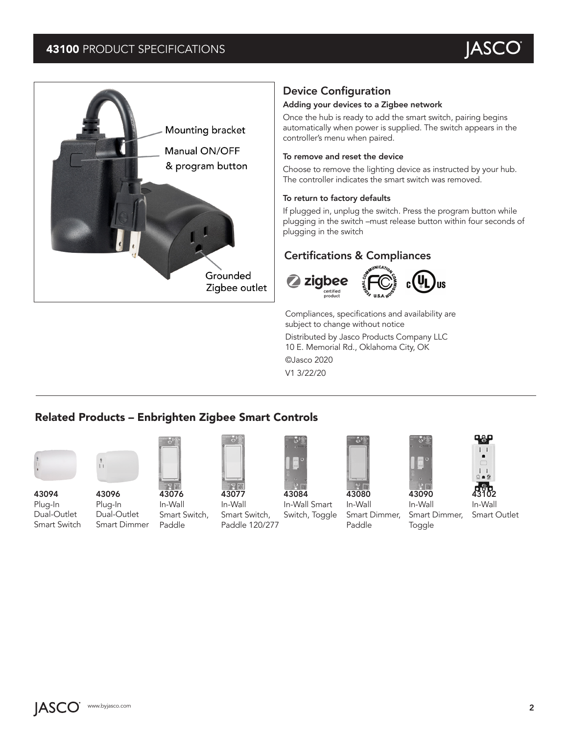## Device Configuration

**Adding your devices to a Zigbee network**

Once the hub is ready to add the smart switch, pairing begins automatically when power is supplied. The switch appears in the controller's menu when paired.

**To remove and reset the device**

Choose to remove the lighting device as instructed by your hub. The controller indicates the smart switch was removed.

**To return to factory defaults**

If plugged in, unplug the switch. Press the program button while plugging in the switch –must release button within four seconds of plugging in the switch

## Certifications & Compliances

Compliances, specifications and availability are subject to change without notice

Distributed by Jasco Products Company LLC
10 E. Memorial Rd., Oklahoma City, OK

©Jasco 2020

V1 3/22/20

## Related Products – Enbrighten Zigbee Smart Controls

- **43094** Plug-In Dual-Outlet Smart Switch
- **43096** Plug-In Dual-Outlet Smart Dimmer
- **43076** In-Wall Smart Switch, Paddle
- **43077** In-Wall Smart Switch, Paddle 120/277
- **43084** In-Wall Smart Switch, Toggle
- **43080** In-Wall Smart Dimmer, Paddle
- **43090** In-Wall Smart Dimmer, Toggle
- **43102** In-Wall Smart Outlet